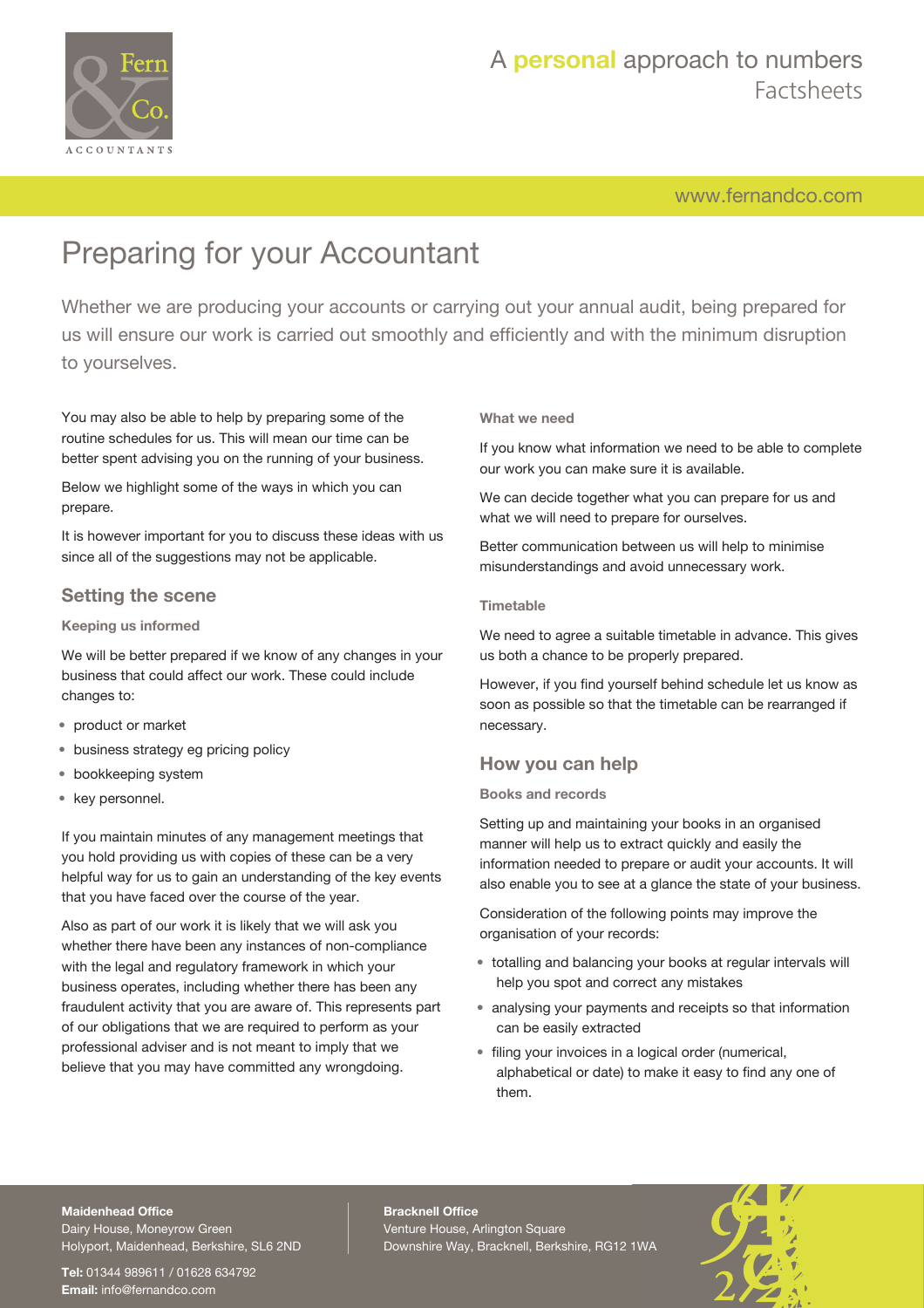# Preparing for your Accountant

Whether we are producing your accounts or carrying out your annual audit, being prepared for us will ensure our work is carried out smoothly and efficiently and with the minimum disruption to yourselves.

You may also be able to help by preparing some of the routine schedules for us. This will mean our time can be better spent advising you on the running of your business.

Below we highlight some of the ways in which you can prepare.

It is however important for you to discuss these ideas with us since all of the suggestions may not be applicable.

## Setting the scene

### Keeping us informed

We will be better prepared if we know of any changes in your business that could affect our work. These could include changes to:

- product or market
- business strategy eg pricing policy
- bookkeeping system
- key personnel.

If you maintain minutes of any management meetings that you hold providing us with copies of these can be a very helpful way for us to gain an understanding of the key events that you have faced over the course of the year.

Also as part of our work it is likely that we will ask you whether there have been any instances of non-compliance with the legal and regulatory framework in which your business operates, including whether there has been any fraudulent activity that you are aware of. This represents part of our obligations that we are required to perform as your professional adviser and is not meant to imply that we believe that you may have committed any wrongdoing.

### What we need

If you know what information we need to be able to complete our work you can make sure it is available.

We can decide together what you can prepare for us and what we will need to prepare for ourselves.

Better communication between us will help to minimise misunderstandings and avoid unnecessary work.

### Timetable

We need to agree a suitable timetable in advance. This gives us both a chance to be properly prepared.

However, if you find yourself behind schedule let us know as soon as possible so that the timetable can be rearranged if necessary.

## How you can help

### Books and records

Setting up and maintaining your books in an organised manner will help us to extract quickly and easily the information needed to prepare or audit your accounts. It will also enable you to see at a glance the state of your business.

Consideration of the following points may improve the organisation of your records:

- totalling and balancing your books at regular intervals will help you spot and correct any mistakes
- analysing your payments and receipts so that information can be easily extracted
- filing your invoices in a logical order (numerical, alphabetical or date) to make it easy to find any one of them.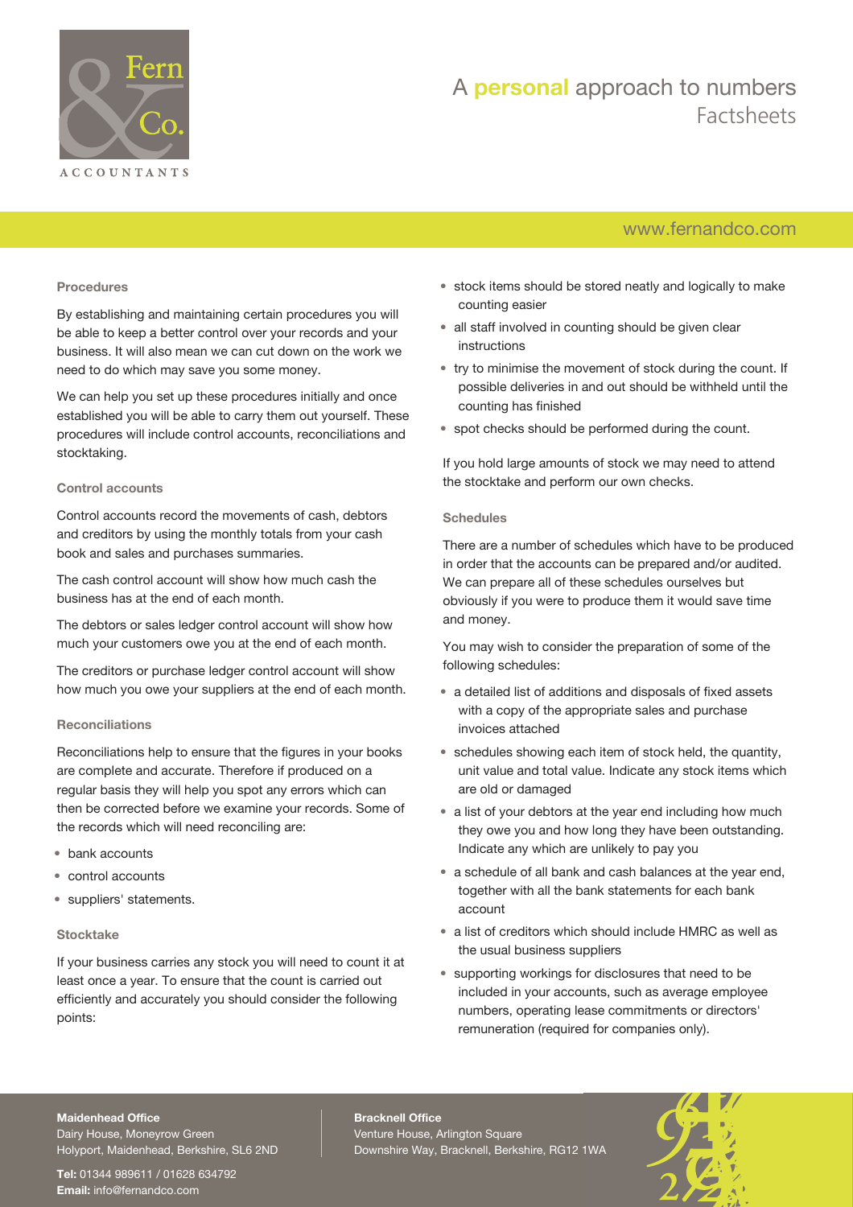### Procedures

By establishing and maintaining certain procedures you will be able to keep a better control over your records and your business. It will also mean we can cut down on the work we need to do which may save you some money.

We can help you set up these procedures initially and once established you will be able to carry them out yourself. These procedures will include control accounts, reconciliations and stocktaking.

### Control accounts

Control accounts record the movements of cash, debtors and creditors by using the monthly totals from your cash book and sales and purchases summaries.

The cash control account will show how much cash the business has at the end of each month.

The debtors or sales ledger control account will show how much your customers owe you at the end of each month.

The creditors or purchase ledger control account will show how much you owe your suppliers at the end of each month.

### Reconciliations

Reconciliations help to ensure that the figures in your books are complete and accurate. Therefore if produced on a regular basis they will help you spot any errors which can then be corrected before we examine your records. Some of the records which will need reconciling are:

- bank accounts
- control accounts
- suppliers' statements.

### Stocktake

If your business carries any stock you will need to count it at least once a year. To ensure that the count is carried out efficiently and accurately you should consider the following points:

- stock items should be stored neatly and logically to make counting easier
- all staff involved in counting should be given clear instructions
- try to minimise the movement of stock during the count. If possible deliveries in and out should be withheld until the counting has finished
- spot checks should be performed during the count.

If you hold large amounts of stock we may need to attend the stocktake and perform our own checks.

### Schedules

There are a number of schedules which have to be produced in order that the accounts can be prepared and/or audited. We can prepare all of these schedules ourselves but obviously if you were to produce them it would save time and money.

You may wish to consider the preparation of some of the following schedules:

- a detailed list of additions and disposals of fixed assets with a copy of the appropriate sales and purchase invoices attached
- schedules showing each item of stock held, the quantity, unit value and total value. Indicate any stock items which are old or damaged
- a list of your debtors at the year end including how much they owe you and how long they have been outstanding. Indicate any which are unlikely to pay you
- a schedule of all bank and cash balances at the year end, together with all the bank statements for each bank account
- a list of creditors which should include HMRC as well as the usual business suppliers
- supporting workings for disclosures that need to be included in your accounts, such as average employee numbers, operating lease commitments or directors' remuneration (required for companies only).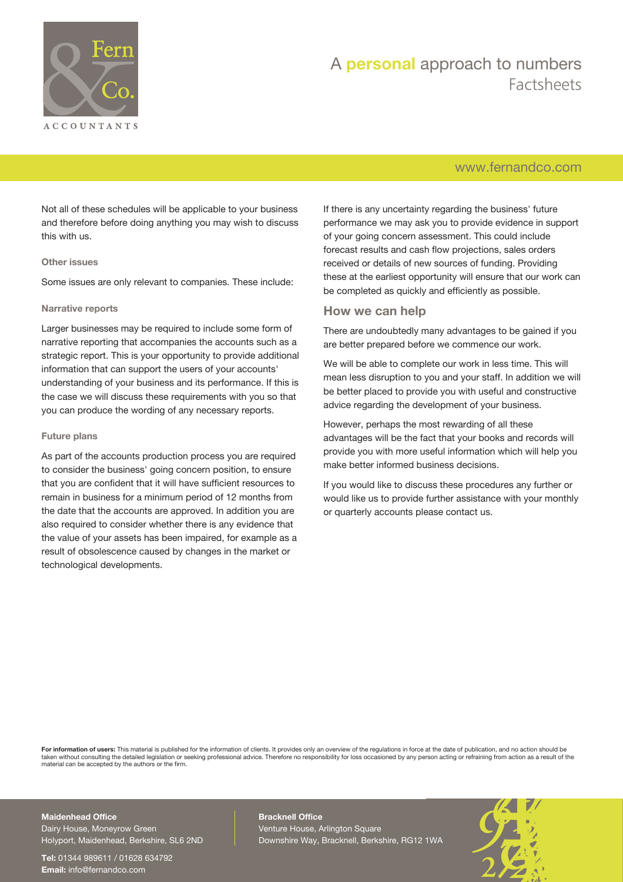Not all of these schedules will be applicable to your business and therefore before doing anything you may wish to discuss this with us.

#### Other issues

Some issues are only relevant to companies. These include:

#### Narrative reports

Larger businesses may be required to include some form of narrative reporting that accompanies the accounts such as a strategic report. This is your opportunity to provide additional information that can support the users of your accounts' understanding of your business and its performance. If this is the case we will discuss these requirements with you so that you can produce the wording of any necessary reports.

#### Future plans

As part of the accounts production process you are required to consider the business' going concern position, to ensure that you are confident that it will have sufficient resources to remain in business for a minimum period of 12 months from the date that the accounts are approved. In addition you are also required to consider whether there is any evidence that the value of your assets has been impaired, for example as a result of obsolescence caused by changes in the market or technological developments.

If there is any uncertainty regarding the business' future performance we may ask you to provide evidence in support of your going concern assessment. This could include forecast results and cash flow projections, sales orders received or details of new sources of funding. Providing these at the earliest opportunity will ensure that our work can be completed as quickly and efficiently as possible.

## How we can help

There are undoubtedly many advantages to be gained if you are better prepared before we commence our work.

We will be able to complete our work in less time. This will mean less disruption to you and your staff. In addition we will be better placed to provide you with useful and constructive advice regarding the development of your business.

However, perhaps the most rewarding of all these advantages will be the fact that your books and records will provide you with more useful information which will help you make better informed business decisions.

If you would like to discuss these procedures any further or would like us to provide further assistance with your monthly or quarterly accounts please contact us.

**For information of users:** This material is published for the information of clients. It provides only an overview of the regulations in force at the date of publication, and no action should be taken without consulting the detailed legislation or seeking professional advice. Therefore no responsibility for loss occasioned by any person acting or refraining from action as a result of the material can be accepted by the authors or the firm.